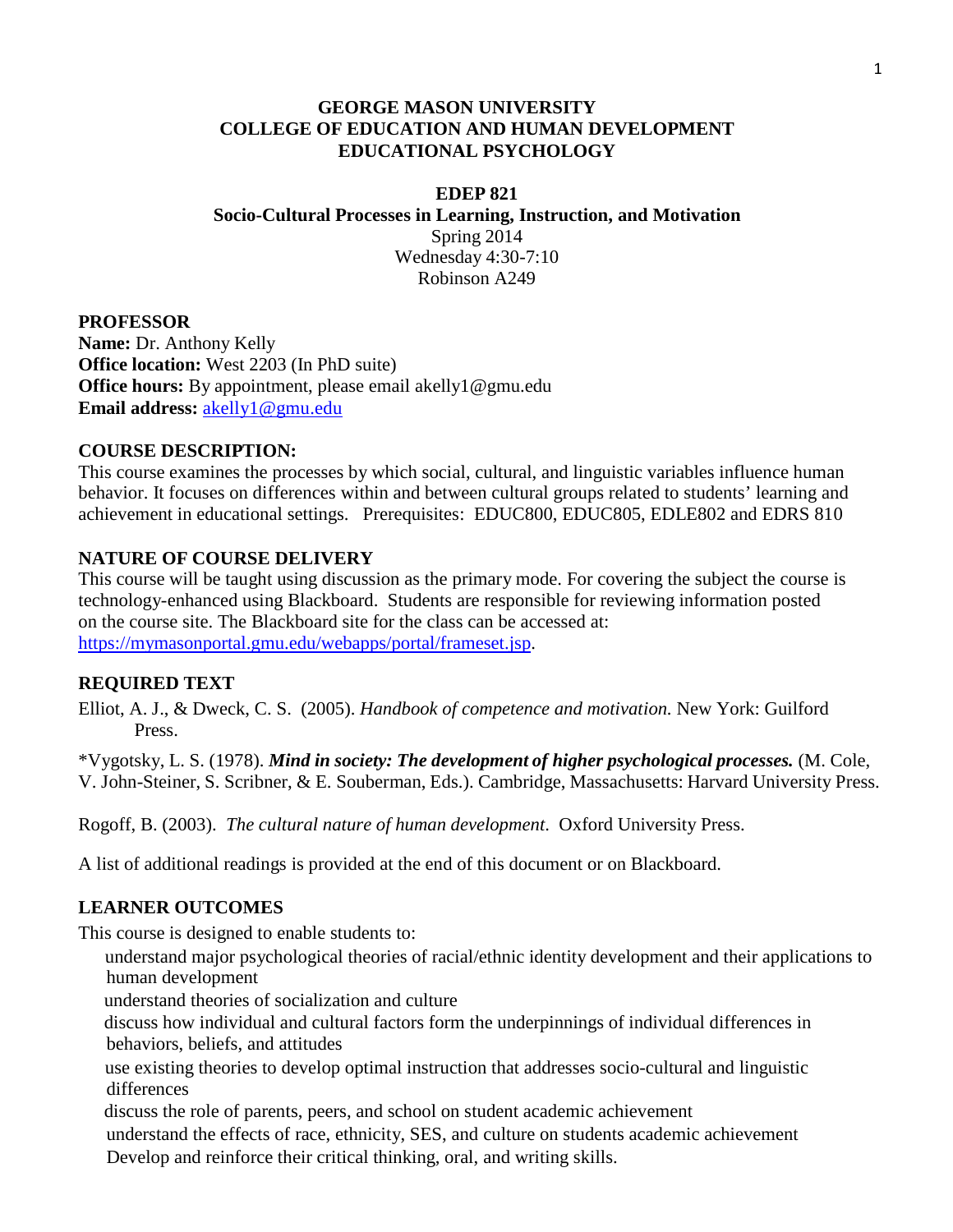# GEORGE MASON UNIVERSITY
# COLLEGE OF EDUCATION AND HUMAN DEVELOPMENT
# EDUCATIONAL PSYCHOLOGY

## EDEP 821
## Socio-Cultural Processes in Learning, Instruction, and Motivation

Spring 2014
Wednesday 4:30-7:10
Robinson A249

## PROFESSOR

**Name:** Dr. Anthony Kelly
**Office location:** West 2203 (In PhD suite)
**Office hours:** By appointment, please email akelly1@gmu.edu
**Email address:** akelly1@gmu.edu

## COURSE DESCRIPTION:

This course examines the processes by which social, cultural, and linguistic variables influence human behavior. It focuses on differences within and between cultural groups related to students' learning and achievement in educational settings. Prerequisites: EDUC800, EDUC805, EDLE802 and EDRS 810

## NATURE OF COURSE DELIVERY

This course will be taught using discussion as the primary mode. For covering the subject the course is technology-enhanced using Blackboard. Students are responsible for reviewing information posted on the course site. The Blackboard site for the class can be accessed at: https://mymasonportal.gmu.edu/webapps/portal/frameset.jsp.

## REQUIRED TEXT

Elliot, A. J., & Dweck, C. S. (2005). *Handbook of competence and motivation.* New York: Guilford Press.

*Vygotsky, L. S. (1978). ***Mind in society: The development of higher psychological processes.*** (M. Cole, V. John-Steiner, S. Scribner, & E. Souberman, Eds.). Cambridge, Massachusetts: Harvard University Press.

Rogoff, B. (2003). *The cultural nature of human development*. Oxford University Press.

A list of additional readings is provided at the end of this document or on Blackboard.

## LEARNER OUTCOMES

This course is designed to enable students to:

- understand major psychological theories of racial/ethnic identity development and their applications to human development
- understand theories of socialization and culture
- discuss how individual and cultural factors form the underpinnings of individual differences in behaviors, beliefs, and attitudes
- use existing theories to develop optimal instruction that addresses socio-cultural and linguistic differences
- discuss the role of parents, peers, and school on student academic achievement
- understand the effects of race, ethnicity, SES, and culture on students academic achievement
- Develop and reinforce their critical thinking, oral, and writing skills.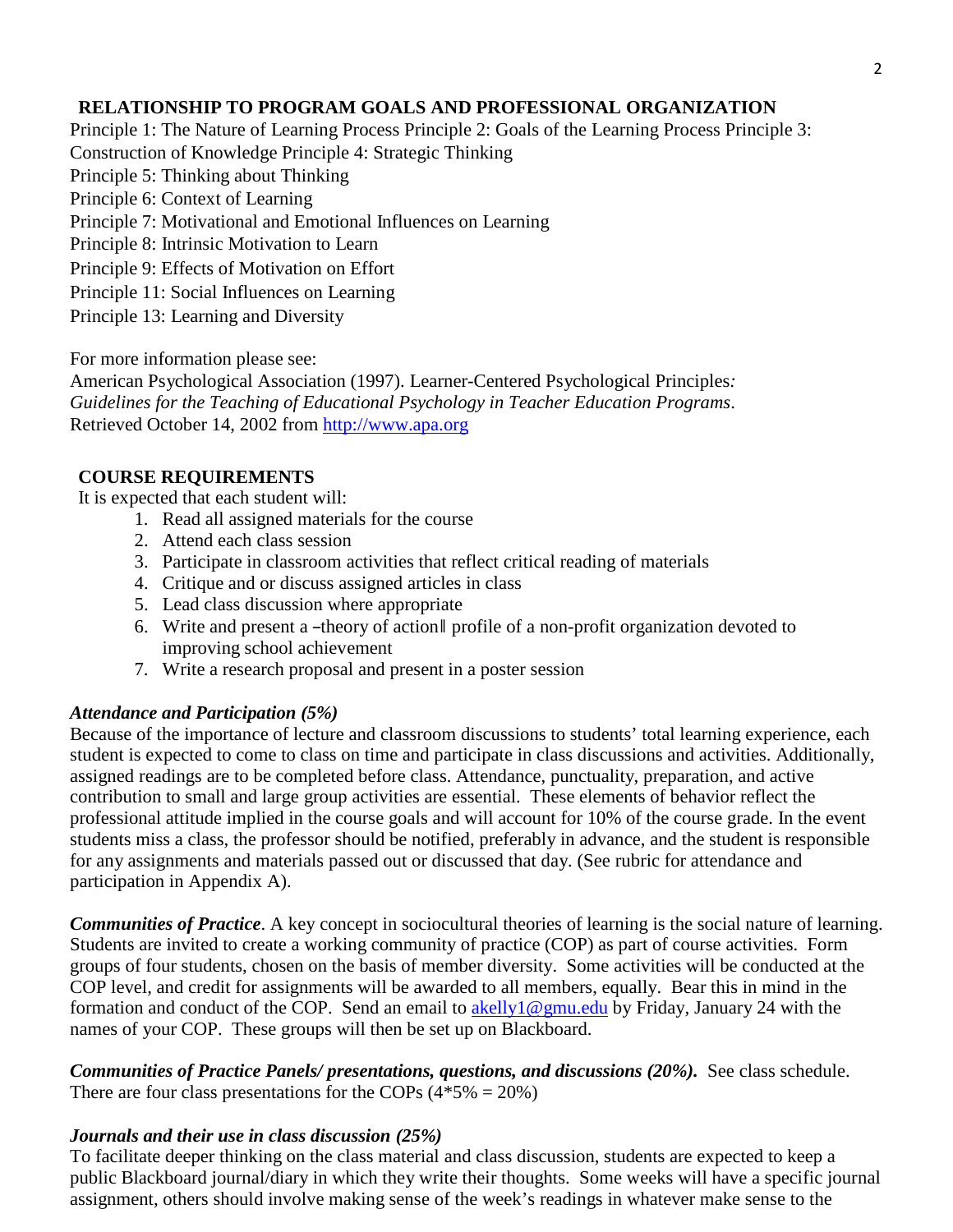## RELATIONSHIP TO PROGRAM GOALS AND PROFESSIONAL ORGANIZATION

Principle 1: The Nature of Learning Process Principle 2: Goals of the Learning Process Principle 3: Construction of Knowledge Principle 4: Strategic Thinking
Principle 5: Thinking about Thinking
Principle 6: Context of Learning
Principle 7: Motivational and Emotional Influences on Learning
Principle 8: Intrinsic Motivation to Learn
Principle 9: Effects of Motivation on Effort
Principle 11: Social Influences on Learning
Principle 13: Learning and Diversity

For more information please see:
American Psychological Association (1997). Learner-Centered Psychological Principles*: Guidelines for the Teaching of Educational Psychology in Teacher Education Programs*. Retrieved October 14, 2002 from http://www.apa.org

## COURSE REQUIREMENTS

It is expected that each student will:

1. Read all assigned materials for the course
2. Attend each class session
3. Participate in classroom activities that reflect critical reading of materials
4. Critique and or discuss assigned articles in class
5. Lead class discussion where appropriate
6. Write and present a –theory of action‖ profile of a non-profit organization devoted to improving school achievement
7. Write a research proposal and present in a poster session

***Attendance and Participation (5%)***
Because of the importance of lecture and classroom discussions to students' total learning experience, each student is expected to come to class on time and participate in class discussions and activities. Additionally, assigned readings are to be completed before class. Attendance, punctuality, preparation, and active contribution to small and large group activities are essential. These elements of behavior reflect the professional attitude implied in the course goals and will account for 10% of the course grade. In the event students miss a class, the professor should be notified, preferably in advance, and the student is responsible for any assignments and materials passed out or discussed that day. (See rubric for attendance and participation in Appendix A).

***Communities of Practice***. A key concept in sociocultural theories of learning is the social nature of learning. Students are invited to create a working community of practice (COP) as part of course activities. Form groups of four students, chosen on the basis of member diversity. Some activities will be conducted at the COP level, and credit for assignments will be awarded to all members, equally. Bear this in mind in the formation and conduct of the COP. Send an email to akelly1@gmu.edu by Friday, January 24 with the names of your COP. These groups will then be set up on Blackboard.

***Communities of Practice Panels/ presentations, questions, and discussions (20%).*** See class schedule. There are four class presentations for the COPs (4*5% = 20%)

***Journals and their use in class discussion (25%)***
To facilitate deeper thinking on the class material and class discussion, students are expected to keep a public Blackboard journal/diary in which they write their thoughts. Some weeks will have a specific journal assignment, others should involve making sense of the week's readings in whatever make sense to the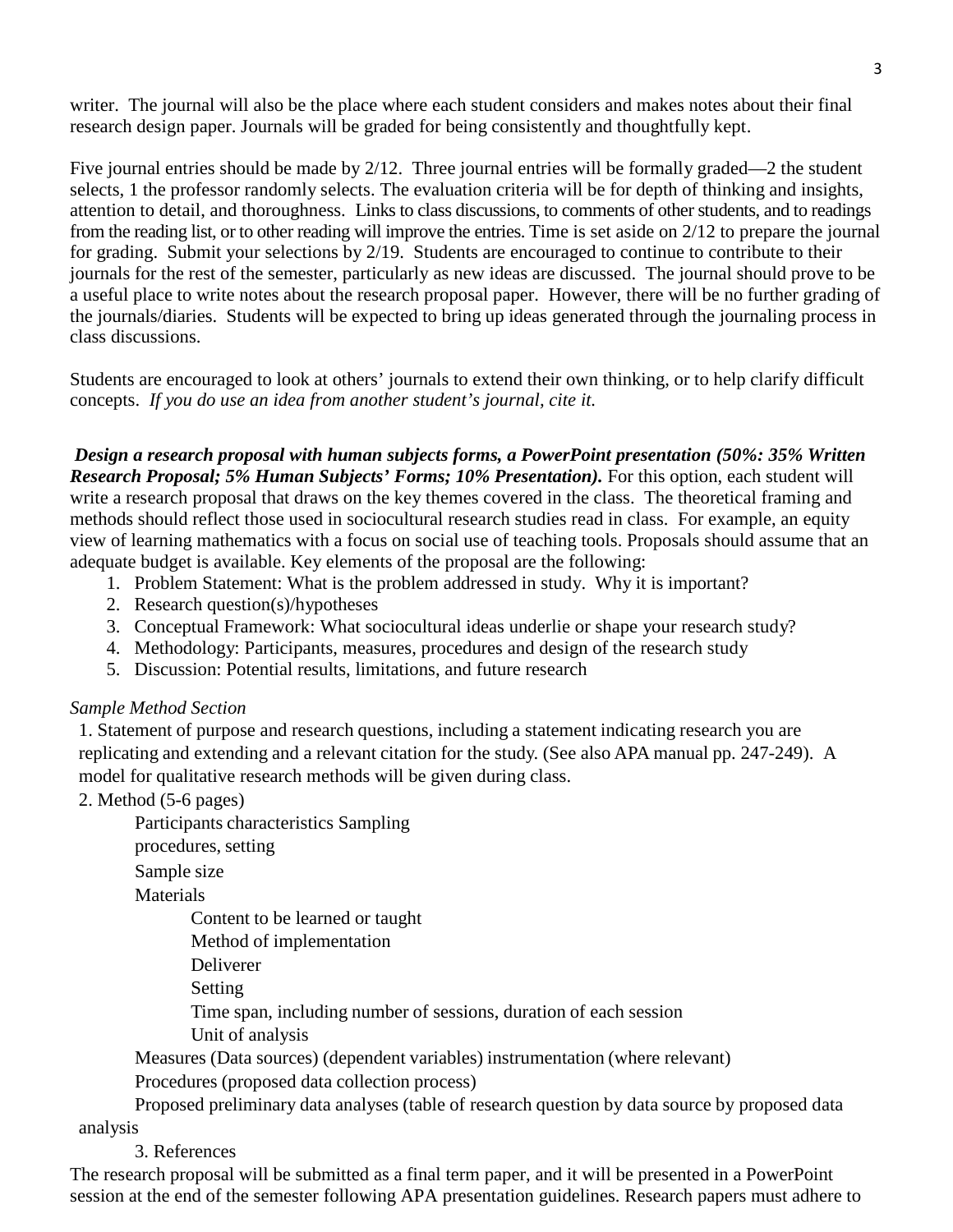writer. The journal will also be the place where each student considers and makes notes about their final research design paper. Journals will be graded for being consistently and thoughtfully kept.

Five journal entries should be made by 2/12. Three journal entries will be formally graded—2 the student selects, 1 the professor randomly selects. The evaluation criteria will be for depth of thinking and insights, attention to detail, and thoroughness. Links to class discussions, to comments of other students, and to readings from the reading list, or to other reading will improve the entries. Time is set aside on 2/12 to prepare the journal for grading. Submit your selections by 2/19. Students are encouraged to continue to contribute to their journals for the rest of the semester, particularly as new ideas are discussed. The journal should prove to be a useful place to write notes about the research proposal paper. However, there will be no further grading of the journals/diaries. Students will be expected to bring up ideas generated through the journaling process in class discussions.

Students are encouraged to look at others' journals to extend their own thinking, or to help clarify difficult concepts. *If you do use an idea from another student's journal, cite it.*

***Design a research proposal with human subjects forms, a PowerPoint presentation (50%: 35% Written Research Proposal; 5% Human Subjects' Forms; 10% Presentation).*** For this option, each student will write a research proposal that draws on the key themes covered in the class. The theoretical framing and methods should reflect those used in sociocultural research studies read in class. For example, an equity view of learning mathematics with a focus on social use of teaching tools. Proposals should assume that an adequate budget is available. Key elements of the proposal are the following:

1. Problem Statement: What is the problem addressed in study. Why it is important?
2. Research question(s)/hypotheses
3. Conceptual Framework: What sociocultural ideas underlie or shape your research study?
4. Methodology: Participants, measures, procedures and design of the research study
5. Discussion: Potential results, limitations, and future research

*Sample Method Section*

1. Statement of purpose and research questions, including a statement indicating research you are replicating and extending and a relevant citation for the study. (See also APA manual pp. 247-249). A model for qualitative research methods will be given during class.
2. Method (5-6 pages)
    - Participants characteristics Sampling procedures, setting
    - Sample size
    - Materials
        - Content to be learned or taught
        - Method of implementation
        - Deliverer
        - Setting
        - Time span, including number of sessions, duration of each session
        - Unit of analysis
    - Measures (Data sources) (dependent variables) instrumentation (where relevant)
    - Procedures (proposed data collection process)
    - Proposed preliminary data analyses (table of research question by data source by proposed data analysis
3. References

The research proposal will be submitted as a final term paper, and it will be presented in a PowerPoint session at the end of the semester following APA presentation guidelines. Research papers must adhere to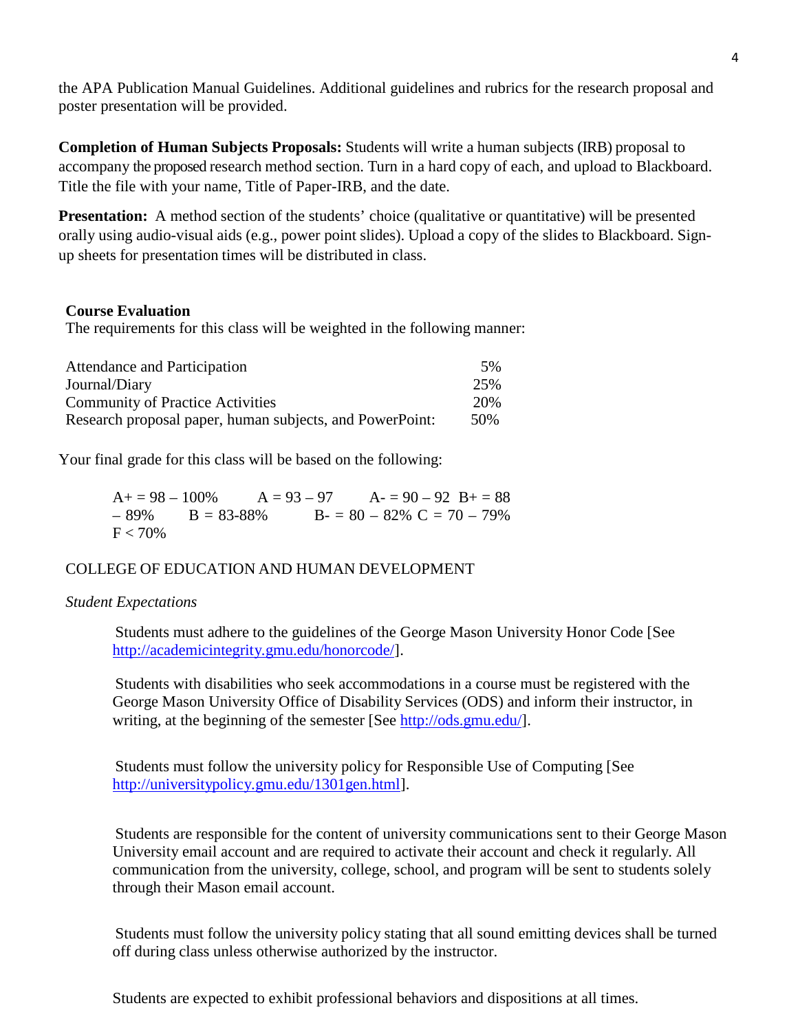the APA Publication Manual Guidelines. Additional guidelines and rubrics for the research proposal and poster presentation will be provided.

**Completion of Human Subjects Proposals:** Students will write a human subjects (IRB) proposal to accompany the proposed research method section. Turn in a hard copy of each, and upload to Blackboard. Title the file with your name, Title of Paper-IRB, and the date.

**Presentation:** A method section of the students' choice (qualitative or quantitative) will be presented orally using audio-visual aids (e.g., power point slides). Upload a copy of the slides to Blackboard. Sign-up sheets for presentation times will be distributed in class.

**Course Evaluation**

The requirements for this class will be weighted in the following manner:

| | |
|---|---|
| Attendance and Participation | 5% |
| Journal/Diary | 25% |
| Community of Practice Activities | 20% |
| Research proposal paper, human subjects, and PowerPoint: | 50% |

Your final grade for this class will be based on the following:

A+ = 98 – 100%    A = 93 – 97    A- = 90 – 92  B+ = 88 – 89%    B = 83-88%    B- = 80 – 82% C = 70 – 79%
F < 70%

COLLEGE OF EDUCATION AND HUMAN DEVELOPMENT

*Student Expectations*

Students must adhere to the guidelines of the George Mason University Honor Code [See http://academicintegrity.gmu.edu/honorcode/].

Students with disabilities who seek accommodations in a course must be registered with the George Mason University Office of Disability Services (ODS) and inform their instructor, in writing, at the beginning of the semester [See http://ods.gmu.edu/].

Students must follow the university policy for Responsible Use of Computing [See http://universitypolicy.gmu.edu/1301gen.html].

Students are responsible for the content of university communications sent to their George Mason University email account and are required to activate their account and check it regularly. All communication from the university, college, school, and program will be sent to students solely through their Mason email account.

Students must follow the university policy stating that all sound emitting devices shall be turned off during class unless otherwise authorized by the instructor.

Students are expected to exhibit professional behaviors and dispositions at all times.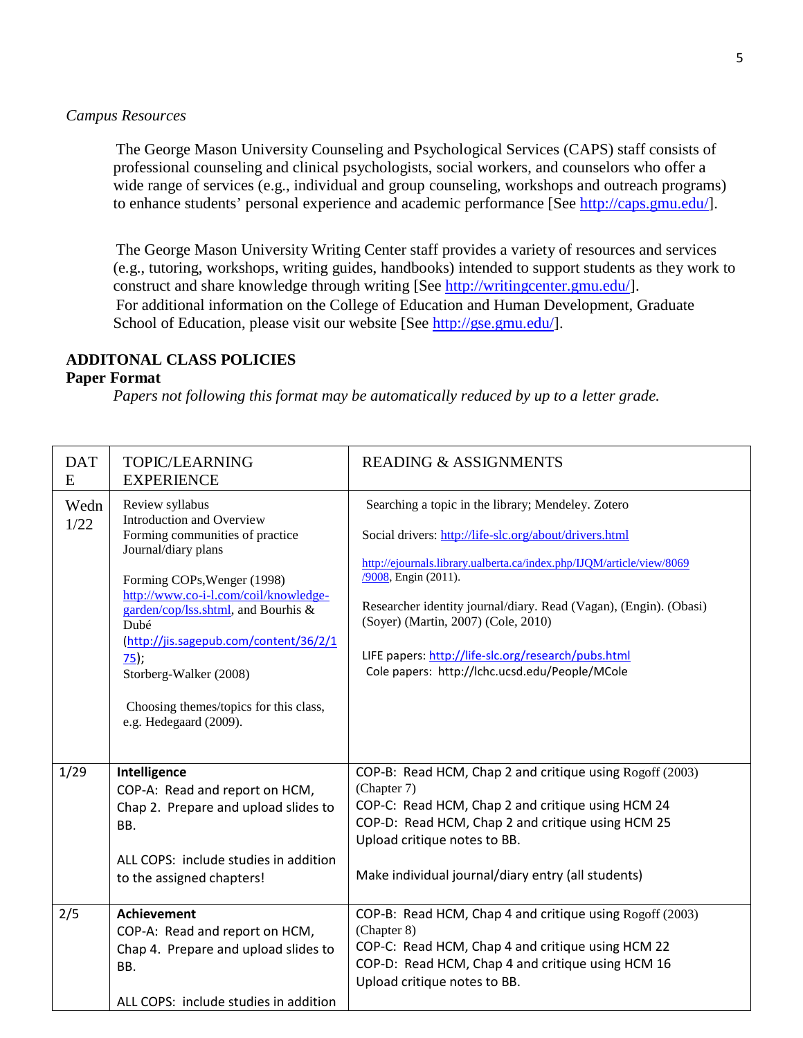*Campus Resources*

The George Mason University Counseling and Psychological Services (CAPS) staff consists of professional counseling and clinical psychologists, social workers, and counselors who offer a wide range of services (e.g., individual and group counseling, workshops and outreach programs) to enhance students' personal experience and academic performance [See http://caps.gmu.edu/].

The George Mason University Writing Center staff provides a variety of resources and services (e.g., tutoring, workshops, writing guides, handbooks) intended to support students as they work to construct and share knowledge through writing [See http://writingcenter.gmu.edu/].
For additional information on the College of Education and Human Development, Graduate School of Education, please visit our website [See http://gse.gmu.edu/].

## ADDITONAL CLASS POLICIES

### Paper Format

*Papers not following this format may be automatically reduced by up to a letter grade.*

| DATE | TOPIC/LEARNING EXPERIENCE | READING & ASSIGNMENTS |
|---|---|---|
| Wedn 1/22 | Review syllabus<br>Introduction and Overview<br>Forming communities of practice<br>Journal/diary plans<br><br>Forming COPs,Wenger (1998) http://www.co-i-l.com/coil/knowledge-garden/cop/lss.shtml, and Bourhis & Dubé (http://jis.sagepub.com/content/36/2/175);<br>Storberg-Walker (2008)<br><br>Choosing themes/topics for this class, e.g. Hedegaard (2009). | Searching a topic in the library; Mendeley. Zotero<br><br>Social drivers: http://life-slc.org/about/drivers.html<br><br>http://ejournals.library.ualberta.ca/index.php/IJQM/article/view/8069/9008, Engin (2011).<br><br>Researcher identity journal/diary. Read (Vagan), (Engin). (Obasi) (Soyer) (Martin, 2007) (Cole, 2010)<br><br>LIFE papers: http://life-slc.org/research/pubs.html<br>Cole papers: http://lchc.ucsd.edu/People/MCole |
| 1/29 | **Intelligence**<br>COP-A: Read and report on HCM, Chap 2. Prepare and upload slides to BB.<br><br>ALL COPS: include studies in addition to the assigned chapters! | COP-B: Read HCM, Chap 2 and critique using Rogoff (2003) (Chapter 7)<br>COP-C: Read HCM, Chap 2 and critique using HCM 24<br>COP-D: Read HCM, Chap 2 and critique using HCM 25<br>Upload critique notes to BB.<br><br>Make individual journal/diary entry (all students) |
| 2/5 | **Achievement**<br>COP-A: Read and report on HCM, Chap 4. Prepare and upload slides to BB.<br><br>ALL COPS: include studies in addition | COP-B: Read HCM, Chap 4 and critique using Rogoff (2003) (Chapter 8)<br>COP-C: Read HCM, Chap 4 and critique using HCM 22<br>COP-D: Read HCM, Chap 4 and critique using HCM 16<br>Upload critique notes to BB. |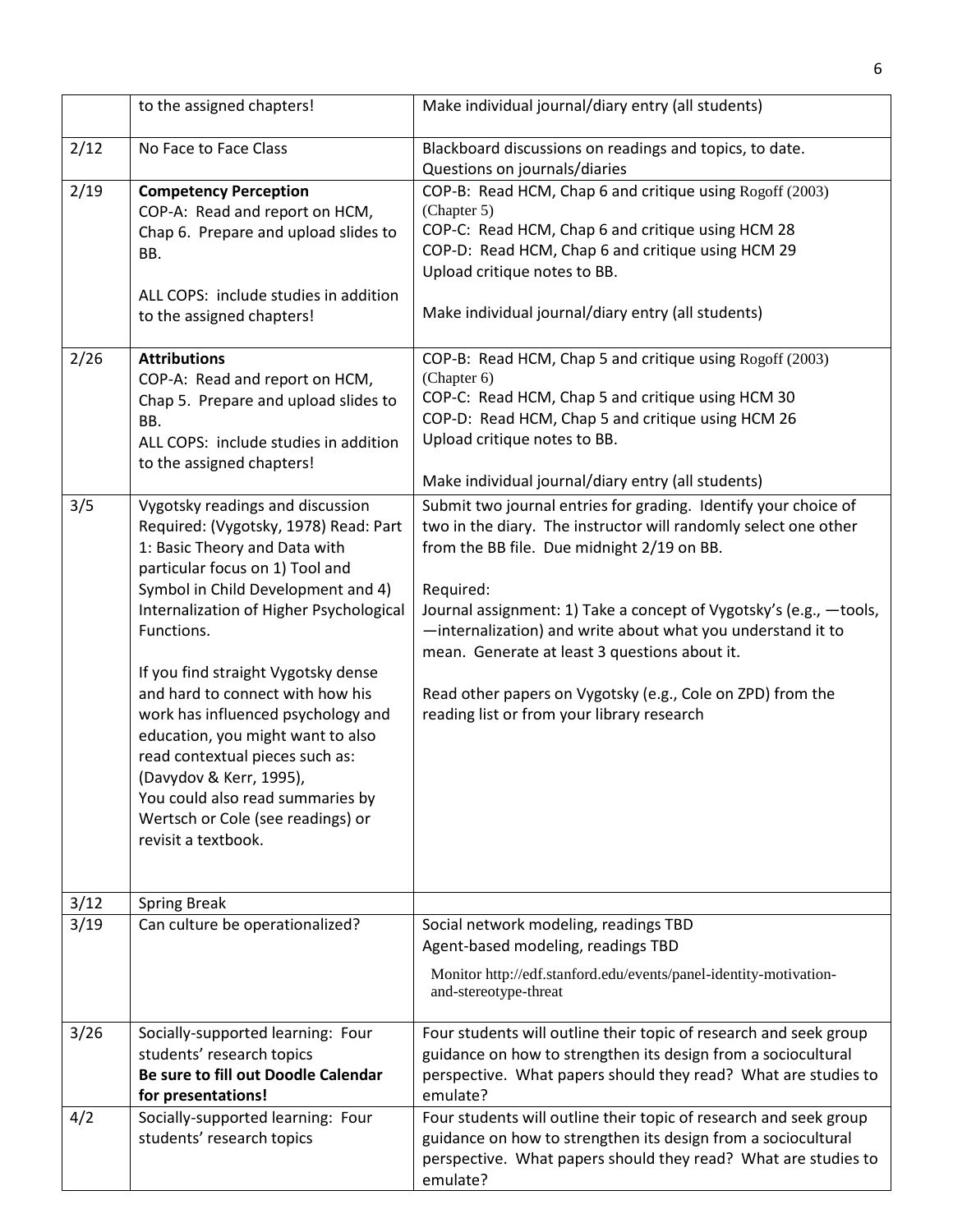| | | |
|---|---|---|
| | to the assigned chapters! | Make individual journal/diary entry (all students) |
| 2/12 | No Face to Face Class | Blackboard discussions on readings and topics, to date. Questions on journals/diaries |
| 2/19 | **Competency Perception** COP-A: Read and report on HCM, Chap 6. Prepare and upload slides to BB. ALL COPS: include studies in addition to the assigned chapters! | COP-B: Read HCM, Chap 6 and critique using Rogoff (2003) (Chapter 5) COP-C: Read HCM, Chap 6 and critique using HCM 28 COP-D: Read HCM, Chap 6 and critique using HCM 29 Upload critique notes to BB. Make individual journal/diary entry (all students) |
| 2/26 | **Attributions** COP-A: Read and report on HCM, Chap 5. Prepare and upload slides to BB. ALL COPS: include studies in addition to the assigned chapters! | COP-B: Read HCM, Chap 5 and critique using Rogoff (2003) (Chapter 6) COP-C: Read HCM, Chap 5 and critique using HCM 30 COP-D: Read HCM, Chap 5 and critique using HCM 26 Upload critique notes to BB. Make individual journal/diary entry (all students) |
| 3/5 | Vygotsky readings and discussion Required: (Vygotsky, 1978) Read: Part 1: Basic Theory and Data with particular focus on 1) Tool and Symbol in Child Development and 4) Internalization of Higher Psychological Functions. If you find straight Vygotsky dense and hard to connect with how his work has influenced psychology and education, you might want to also read contextual pieces such as: (Davydov & Kerr, 1995), You could also read summaries by Wertsch or Cole (see readings) or revisit a textbook. | Submit two journal entries for grading. Identify your choice of two in the diary. The instructor will randomly select one other from the BB file. Due midnight 2/19 on BB. Required: Journal assignment: 1) Take a concept of Vygotsky's (e.g., —tools, —internalization) and write about what you understand it to mean. Generate at least 3 questions about it. Read other papers on Vygotsky (e.g., Cole on ZPD) from the reading list or from your library research |
| 3/12 | Spring Break | |
| 3/19 | Can culture be operationalized? | Social network modeling, readings TBD Agent-based modeling, readings TBD Monitor http://edf.stanford.edu/events/panel-identity-motivation-and-stereotype-threat |
| 3/26 | Socially-supported learning: Four students' research topics **Be sure to fill out Doodle Calendar for presentations!** | Four students will outline their topic of research and seek group guidance on how to strengthen its design from a sociocultural perspective. What papers should they read? What are studies to emulate? |
| 4/2 | Socially-supported learning: Four students' research topics | Four students will outline their topic of research and seek group guidance on how to strengthen its design from a sociocultural perspective. What papers should they read? What are studies to emulate? |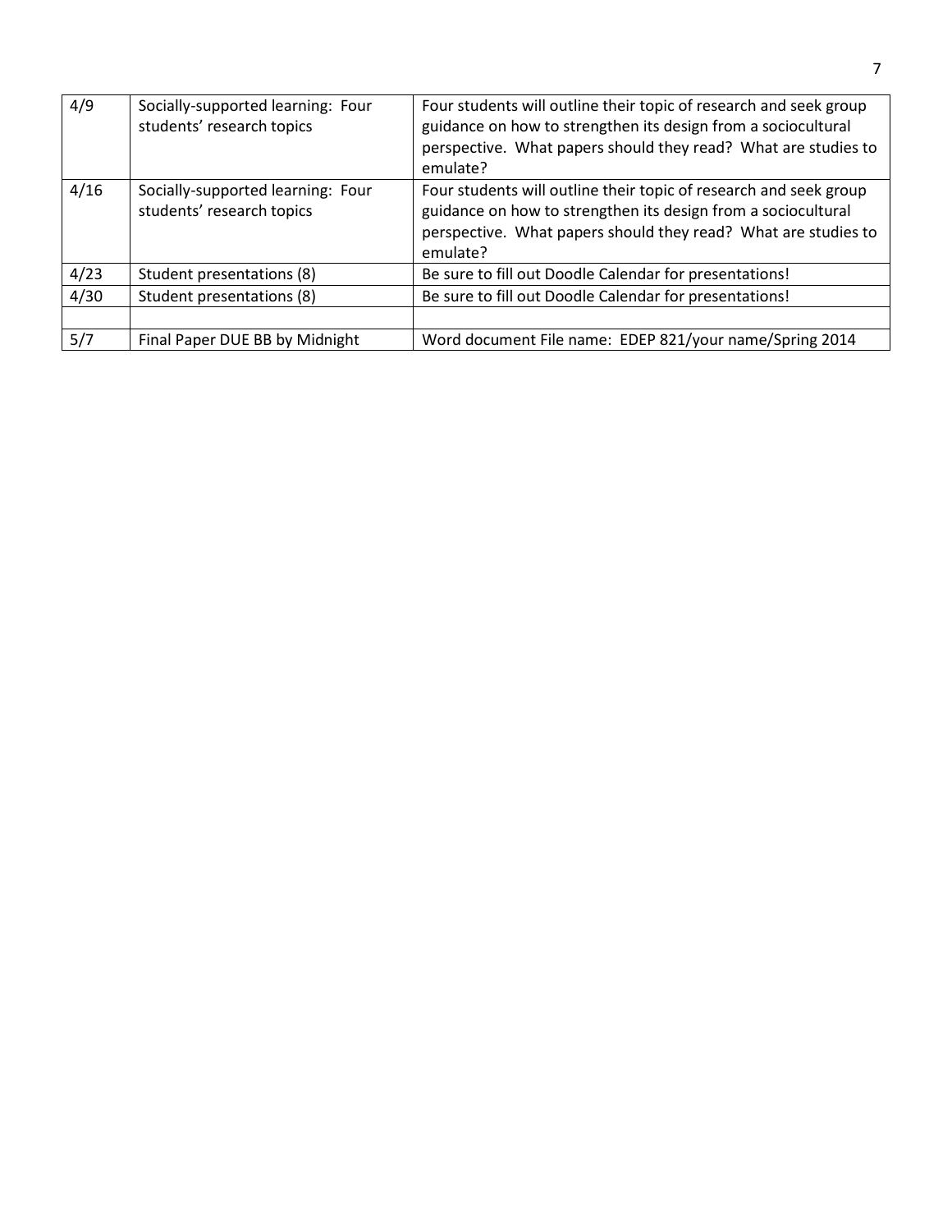| 4/9 | Socially-supported learning: Four students' research topics | Four students will outline their topic of research and seek group guidance on how to strengthen its design from a sociocultural perspective. What papers should they read? What are studies to emulate? |
|---|---|---|
| 4/16 | Socially-supported learning: Four students' research topics | Four students will outline their topic of research and seek group guidance on how to strengthen its design from a sociocultural perspective. What papers should they read? What are studies to emulate? |
| 4/23 | Student presentations (8) | Be sure to fill out Doodle Calendar for presentations! |
| 4/30 | Student presentations (8) | Be sure to fill out Doodle Calendar for presentations! |
| | | |
| 5/7 | Final Paper DUE BB by Midnight | Word document File name: EDEP 821/your name/Spring 2014 |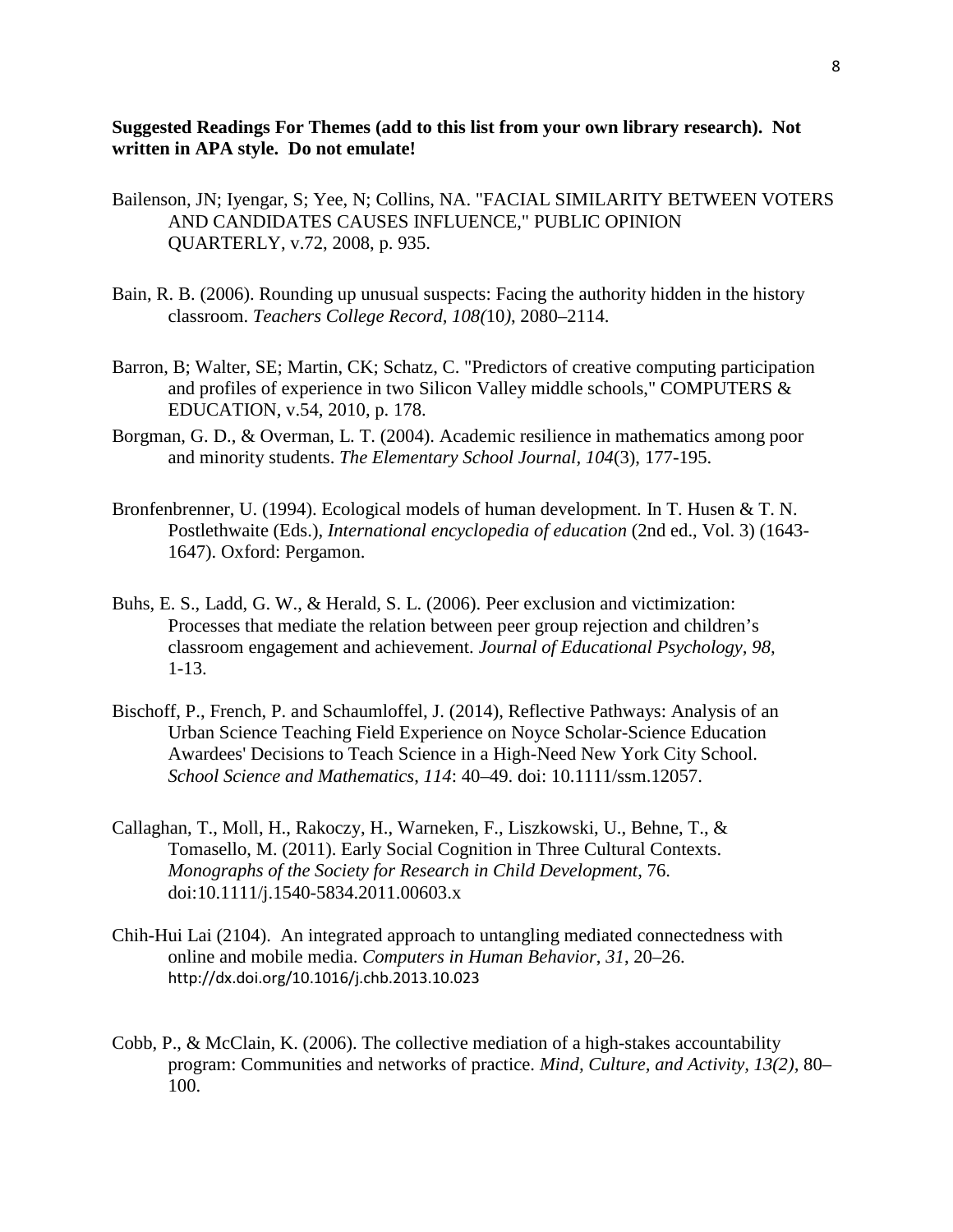**Suggested Readings For Themes (add to this list from your own library research). Not written in APA style. Do not emulate!**

Bailenson, JN; Iyengar, S; Yee, N; Collins, NA. "FACIAL SIMILARITY BETWEEN VOTERS AND CANDIDATES CAUSES INFLUENCE," PUBLIC OPINION QUARTERLY, v.72, 2008, p. 935.

Bain, R. B. (2006). Rounding up unusual suspects: Facing the authority hidden in the history classroom. *Teachers College Record, 108(*10*)*, 2080–2114.

Barron, B; Walter, SE; Martin, CK; Schatz, C. "Predictors of creative computing participation and profiles of experience in two Silicon Valley middle schools," COMPUTERS & EDUCATION, v.54, 2010, p. 178.

Borgman, G. D., & Overman, L. T. (2004). Academic resilience in mathematics among poor and minority students. *The Elementary School Journal*, *104*(3), 177-195.

Bronfenbrenner, U. (1994). Ecological models of human development. In T. Husen & T. N. Postlethwaite (Eds.), *International encyclopedia of education* (2nd ed., Vol. 3) (1643-1647). Oxford: Pergamon.

Buhs, E. S., Ladd, G. W., & Herald, S. L. (2006). Peer exclusion and victimization: Processes that mediate the relation between peer group rejection and children's classroom engagement and achievement. *Journal of Educational Psychology, 98*, 1-13.

Bischoff, P., French, P. and Schaumloffel, J. (2014), Reflective Pathways: Analysis of an Urban Science Teaching Field Experience on Noyce Scholar-Science Education Awardees' Decisions to Teach Science in a High-Need New York City School. *School Science and Mathematics*, *114*: 40–49. doi: 10.1111/ssm.12057.

Callaghan, T., Moll, H., Rakoczy, H., Warneken, F., Liszkowski, U., Behne, T., & Tomasello, M. (2011). Early Social Cognition in Three Cultural Contexts. *Monographs of the Society for Research in Child Development*, 76. doi:10.1111/j.1540-5834.2011.00603.x

Chih-Hui Lai (2104). An integrated approach to untangling mediated connectedness with online and mobile media. *Computers in Human Behavior*, *31*, 20–26. http://dx.doi.org/10.1016/j.chb.2013.10.023

Cobb, P., & McClain, K. (2006). The collective mediation of a high-stakes accountability program: Communities and networks of practice. *Mind, Culture, and Activity, 13(2),* 80–100.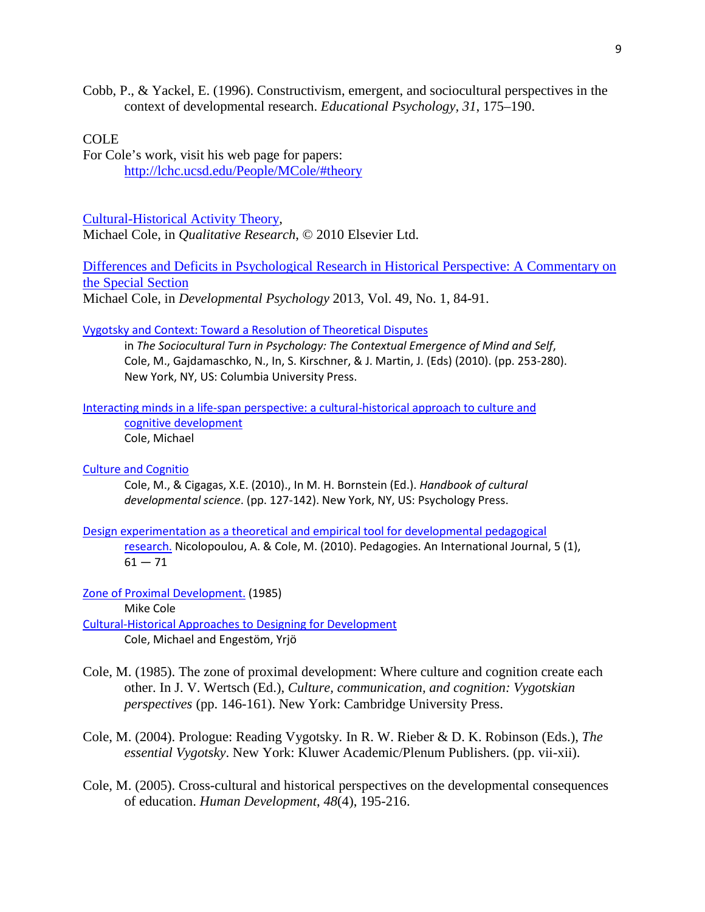Cobb, P., & Yackel, E. (1996). Constructivism, emergent, and sociocultural perspectives in the context of developmental research. *Educational Psychology*, *31*, 175–190.

COLE

For Cole's work, visit his web page for papers:

http://lchc.ucsd.edu/People/MCole/#theory

Cultural-Historical Activity Theory,
Michael Cole, in *Qualitative Research*, © 2010 Elsevier Ltd.

Differences and Deficits in Psychological Research in Historical Perspective: A Commentary on the Special Section
Michael Cole, in *Developmental Psychology* 2013, Vol. 49, No. 1, 84-91.

Vygotsky and Context: Toward a Resolution of Theoretical Disputes
in *The Sociocultural Turn in Psychology: The Contextual Emergence of Mind and Self*, Cole, M., Gajdamaschko, N., In, S. Kirschner, & J. Martin, J. (Eds) (2010). (pp. 253-280). New York, NY, US: Columbia University Press.

Interacting minds in a life-span perspective: a cultural-historical approach to culture and cognitive development
Cole, Michael

Culture and Cognitio
Cole, M., & Cigagas, X.E. (2010)., In M. H. Bornstein (Ed.). *Handbook of cultural developmental science*. (pp. 127-142). New York, NY, US: Psychology Press.

Design experimentation as a theoretical and empirical tool for developmental pedagogical research. Nicolopoulou, A. & Cole, M. (2010). Pedagogies. An International Journal, 5 (1), 61 — 71

Zone of Proximal Development. (1985)
Mike Cole

Cultural-Historical Approaches to Designing for Development
Cole, Michael and Engestöm, Yrjö

Cole, M. (1985). The zone of proximal development: Where culture and cognition create each other. In J. V. Wertsch (Ed.), *Culture, communication, and cognition: Vygotskian perspectives* (pp. 146-161). New York: Cambridge University Press.

Cole, M. (2004). Prologue: Reading Vygotsky. In R. W. Rieber & D. K. Robinson (Eds.), *The essential Vygotsky*. New York: Kluwer Academic/Plenum Publishers. (pp. vii-xii).

Cole, M. (2005). Cross-cultural and historical perspectives on the developmental consequences of education. *Human Development*, *48*(4), 195-216.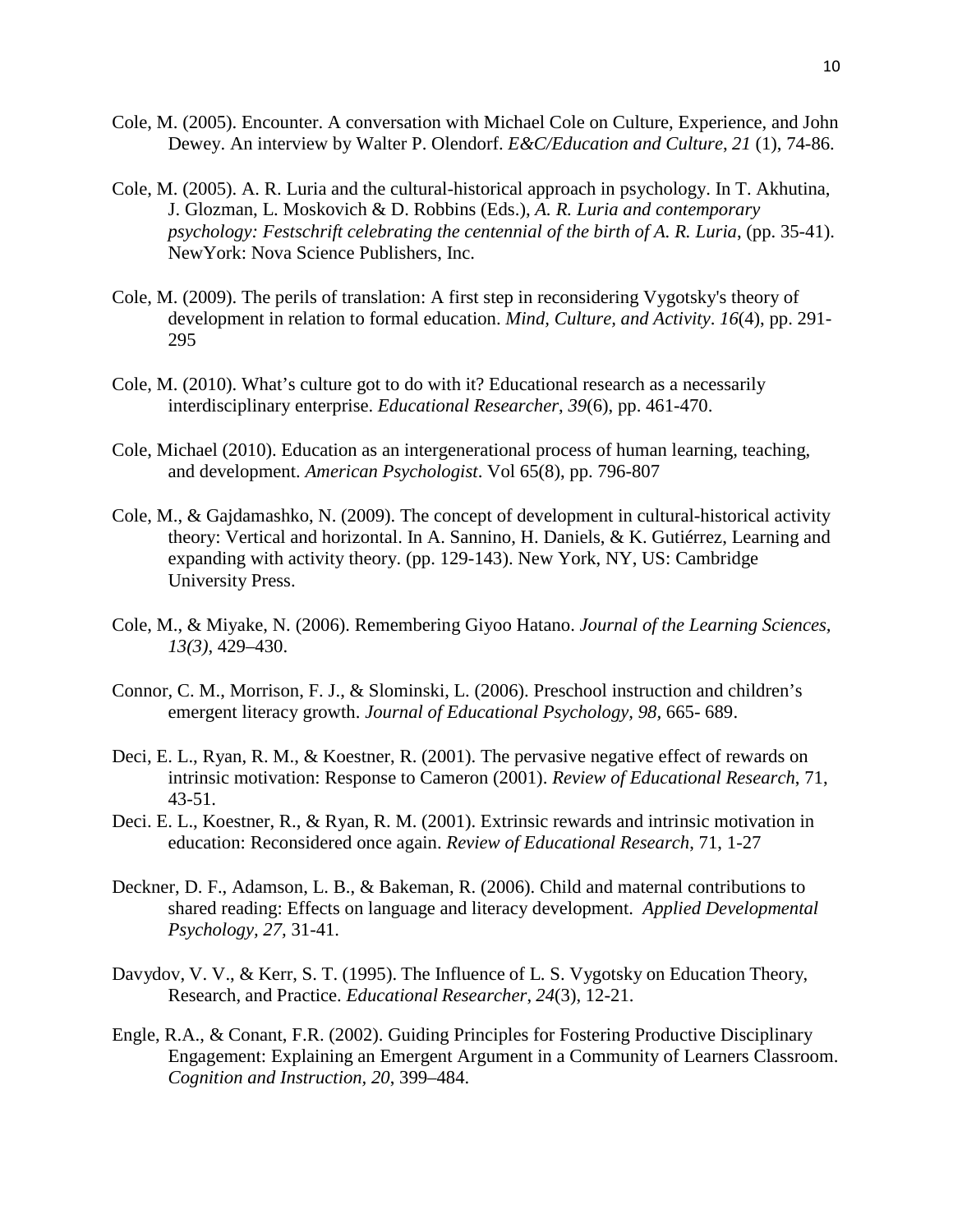Cole, M. (2005). Encounter. A conversation with Michael Cole on Culture, Experience, and John Dewey. An interview by Walter P. Olendorf. *E&C/Education and Culture*, *21* (1), 74-86.

Cole, M. (2005). A. R. Luria and the cultural-historical approach in psychology. In T. Akhutina, J. Glozman, L. Moskovich & D. Robbins (Eds.), *A. R. Luria and contemporary psychology: Festschrift celebrating the centennial of the birth of A. R. Luria*, (pp. 35-41). NewYork: Nova Science Publishers, Inc.

Cole, M. (2009). The perils of translation: A first step in reconsidering Vygotsky's theory of development in relation to formal education. *Mind, Culture, and Activity*. *16*(4), pp. 291-295

Cole, M. (2010). What's culture got to do with it? Educational research as a necessarily interdisciplinary enterprise. *Educational Researcher*, *39*(6), pp. 461-470.

Cole, Michael (2010). Education as an intergenerational process of human learning, teaching, and development. *American Psychologist*. Vol 65(8), pp. 796-807

Cole, M., & Gajdamashko, N. (2009). The concept of development in cultural-historical activity theory: Vertical and horizontal. In A. Sannino, H. Daniels, & K. Gutiérrez, Learning and expanding with activity theory. (pp. 129-143). New York, NY, US: Cambridge University Press.

Cole, M., & Miyake, N. (2006). Remembering Giyoo Hatano. *Journal of the Learning Sciences*, *13(3)*, 429–430.

Connor, C. M., Morrison, F. J., & Slominski, L. (2006). Preschool instruction and children's emergent literacy growth. *Journal of Educational Psychology, 98,* 665- 689.

Deci, E. L., Ryan, R. M., & Koestner, R. (2001). The pervasive negative effect of rewards on intrinsic motivation: Response to Cameron (2001). *Review of Educational Research*, 71, 43-51.

Deci. E. L., Koestner, R., & Ryan, R. M. (2001). Extrinsic rewards and intrinsic motivation in education: Reconsidered once again. *Review of Educational Research*, 71, 1-27

Deckner, D. F., Adamson, L. B., & Bakeman, R. (2006). Child and maternal contributions to shared reading: Effects on language and literacy development. *Applied Developmental Psychology, 27,* 31-41.

Davydov, V. V., & Kerr, S. T. (1995). The Influence of L. S. Vygotsky on Education Theory, Research, and Practice. *Educational Researcher*, *24*(3), 12-21.

Engle, R.A., & Conant, F.R. (2002). Guiding Principles for Fostering Productive Disciplinary Engagement: Explaining an Emergent Argument in a Community of Learners Classroom. *Cognition and Instruction, 20*, 399–484.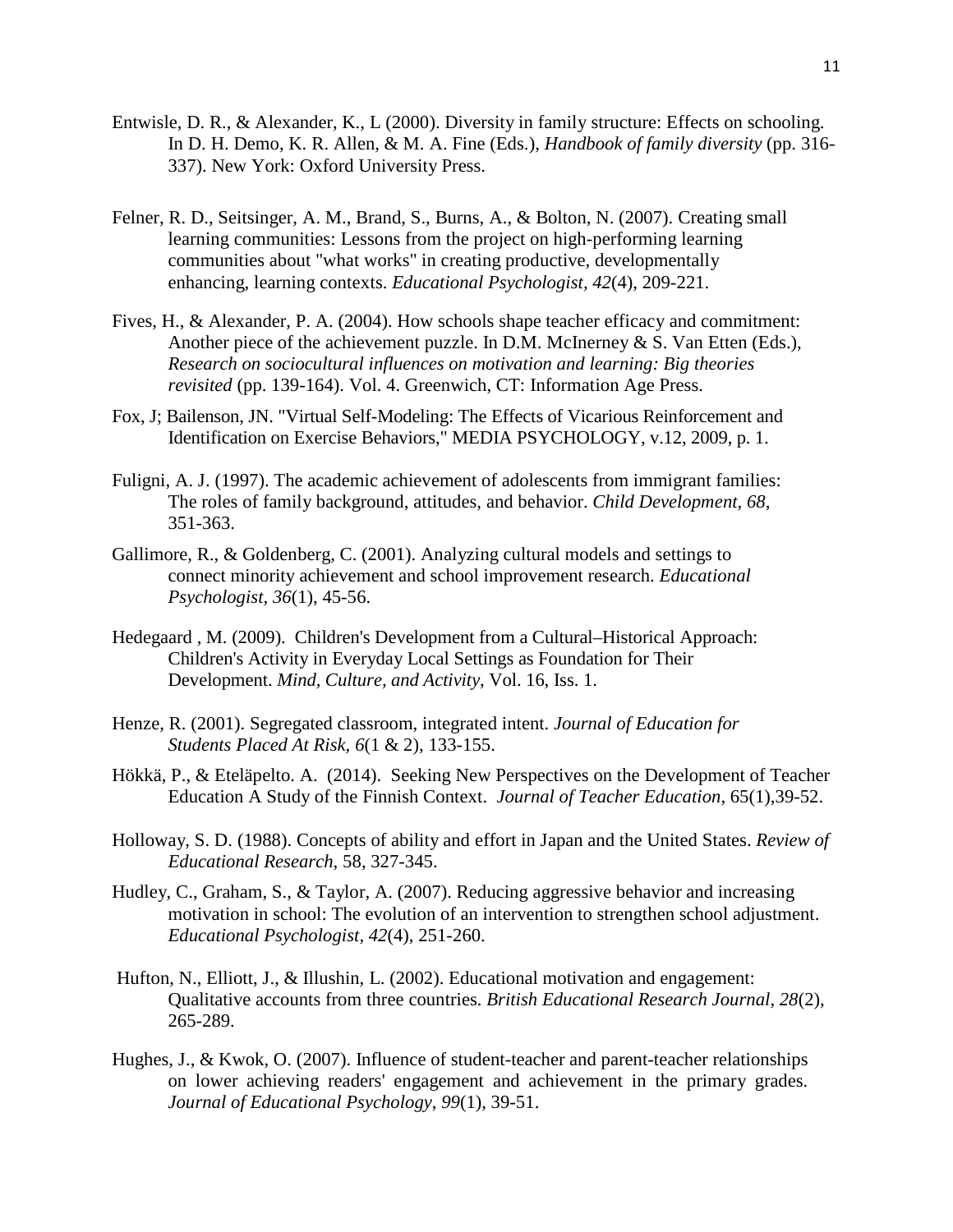Entwisle, D. R., & Alexander, K., L (2000). Diversity in family structure: Effects on schooling. In D. H. Demo, K. R. Allen, & M. A. Fine (Eds.), *Handbook of family diversity* (pp. 316-337). New York: Oxford University Press.

Felner, R. D., Seitsinger, A. M., Brand, S., Burns, A., & Bolton, N. (2007). Creating small learning communities: Lessons from the project on high-performing learning communities about "what works" in creating productive, developmentally enhancing, learning contexts. *Educational Psychologist*, *42*(4), 209-221.

Fives, H., & Alexander, P. A. (2004). How schools shape teacher efficacy and commitment: Another piece of the achievement puzzle. In D.M. McInerney & S. Van Etten (Eds.), *Research on sociocultural influences on motivation and learning: Big theories revisited* (pp. 139-164). Vol. 4. Greenwich, CT: Information Age Press.

Fox, J; Bailenson, JN. "Virtual Self-Modeling: The Effects of Vicarious Reinforcement and Identification on Exercise Behaviors," MEDIA PSYCHOLOGY, v.12, 2009, p. 1.

Fuligni, A. J. (1997). The academic achievement of adolescents from immigrant families: The roles of family background, attitudes, and behavior. *Child Development, 68*, 351-363.

Gallimore, R., & Goldenberg, C. (2001). Analyzing cultural models and settings to connect minority achievement and school improvement research. *Educational Psychologist*, *36*(1), 45-56.

Hedegaard , M. (2009). Children's Development from a Cultural–Historical Approach: Children's Activity in Everyday Local Settings as Foundation for Their Development. *Mind, Culture, and Activity*, Vol. 16, Iss. 1.

Henze, R. (2001). Segregated classroom, integrated intent. *Journal of Education for Students Placed At Risk, 6*(1 & 2), 133-155.

Hökkä, P., & Eteläpelto. A. (2014). Seeking New Perspectives on the Development of Teacher Education A Study of the Finnish Context. *Journal of Teacher Education,* 65(1),39-52.

Holloway, S. D. (1988). Concepts of ability and effort in Japan and the United States. *Review of Educational Research*, 58, 327-345.

Hudley, C., Graham, S., & Taylor, A. (2007). Reducing aggressive behavior and increasing motivation in school: The evolution of an intervention to strengthen school adjustment. *Educational Psychologist*, *42*(4), 251-260.

Hufton, N., Elliott, J., & Illushin, L. (2002). Educational motivation and engagement: Qualitative accounts from three countries. *British Educational Research Journal*, *28*(2), 265-289.

Hughes, J., & Kwok, O. (2007). Influence of student-teacher and parent-teacher relationships on lower achieving readers' engagement and achievement in the primary grades. *Journal of Educational Psychology*, *99*(1), 39-51.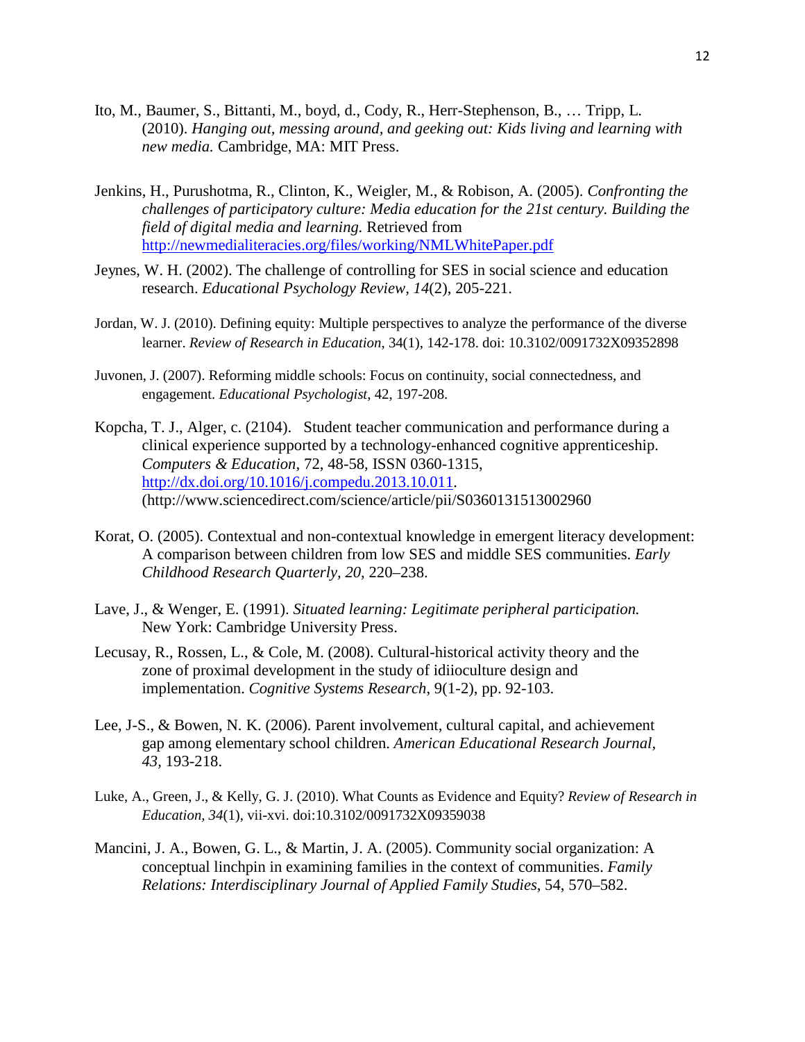Ito, M., Baumer, S., Bittanti, M., boyd, d., Cody, R., Herr-Stephenson, B., … Tripp, L. (2010). *Hanging out, messing around, and geeking out: Kids living and learning with new media.* Cambridge, MA: MIT Press.

Jenkins, H., Purushotma, R., Clinton, K., Weigler, M., & Robison, A. (2005). *Confronting the challenges of participatory culture: Media education for the 21st century. Building the field of digital media and learning.* Retrieved from http://newmedialiteracies.org/files/working/NMLWhitePaper.pdf

Jeynes, W. H. (2002). The challenge of controlling for SES in social science and education research. *Educational Psychology Review, 14*(2), 205-221.

Jordan, W. J. (2010). Defining equity: Multiple perspectives to analyze the performance of the diverse learner. *Review of Research in Education*, 34(1), 142-178. doi: 10.3102/0091732X09352898

Juvonen, J. (2007). Reforming middle schools: Focus on continuity, social connectedness, and engagement. *Educational Psychologist*, 42, 197-208.

Kopcha, T. J., Alger, c. (2104). Student teacher communication and performance during a clinical experience supported by a technology-enhanced cognitive apprenticeship. *Computers & Education*, 72, 48-58, ISSN 0360-1315, http://dx.doi.org/10.1016/j.compedu.2013.10.011. (http://www.sciencedirect.com/science/article/pii/S0360131513002960

Korat, O. (2005). Contextual and non-contextual knowledge in emergent literacy development: A comparison between children from low SES and middle SES communities. *Early Childhood Research Quarterly, 20,* 220–238.

Lave, J., & Wenger, E. (1991). *Situated learning: Legitimate peripheral participation.* New York: Cambridge University Press.

Lecusay, R., Rossen, L., & Cole, M. (2008). Cultural-historical activity theory and the zone of proximal development in the study of idiioculture design and implementation. *Cognitive Systems Research*, 9(1-2), pp. 92-103.

Lee, J-S., & Bowen, N. K. (2006). Parent involvement, cultural capital, and achievement gap among elementary school children. *American Educational Research Journal, 43,* 193-218.

Luke, A., Green, J., & Kelly, G. J. (2010). What Counts as Evidence and Equity? *Review of Research in Education, 34*(1), vii-xvi. doi:10.3102/0091732X09359038

Mancini, J. A., Bowen, G. L., & Martin, J. A. (2005). Community social organization: A conceptual linchpin in examining families in the context of communities. *Family Relations: Interdisciplinary Journal of Applied Family Studies*, 54, 570–582.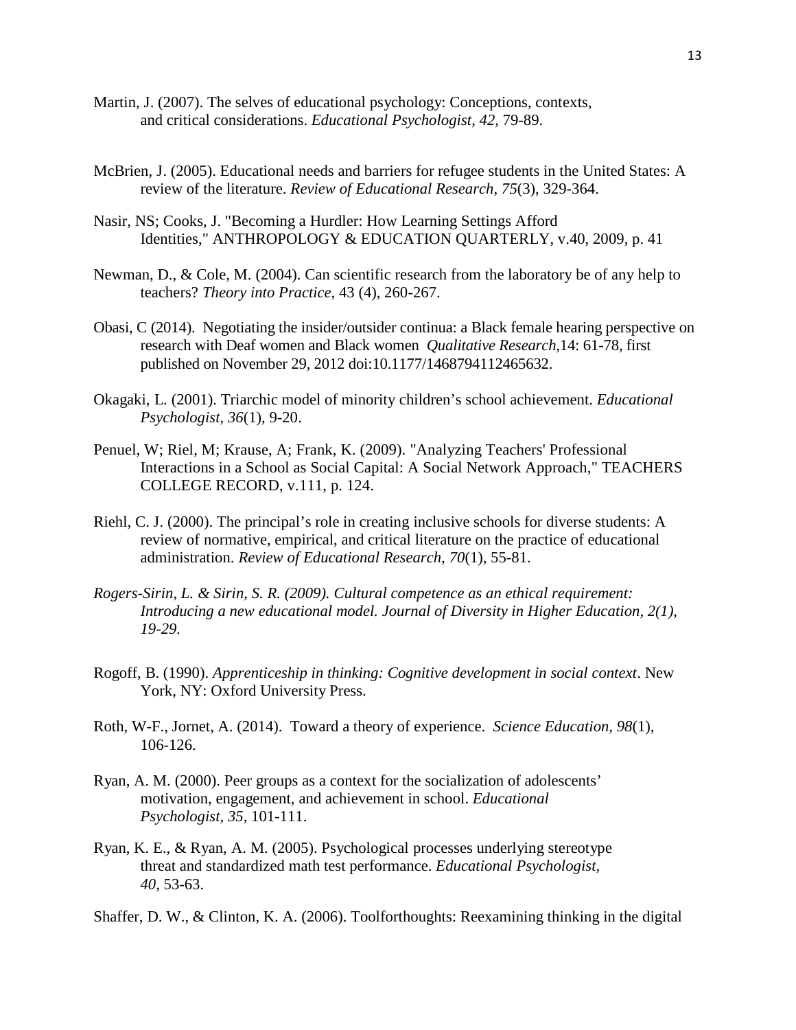Martin, J. (2007). The selves of educational psychology: Conceptions, contexts, and critical considerations. *Educational Psychologist, 42,* 79-89.

McBrien, J. (2005). Educational needs and barriers for refugee students in the United States: A review of the literature. *Review of Educational Research*, *75*(3), 329-364.

Nasir, NS; Cooks, J. "Becoming a Hurdler: How Learning Settings Afford Identities," ANTHROPOLOGY & EDUCATION QUARTERLY, v.40, 2009, p. 41

Newman, D., & Cole, M. (2004). Can scientific research from the laboratory be of any help to teachers? *Theory into Practice*, 43 (4), 260-267.

Obasi, C (2014). Negotiating the insider/outsider continua: a Black female hearing perspective on research with Deaf women and Black women *Qualitative Research,*14: 61-78, first published on November 29, 2012 doi:10.1177/1468794112465632.

Okagaki, L. (2001). Triarchic model of minority children's school achievement. *Educational Psychologist*, *36*(1), 9-20.

Penuel, W; Riel, M; Krause, A; Frank, K. (2009). "Analyzing Teachers' Professional Interactions in a School as Social Capital: A Social Network Approach," TEACHERS COLLEGE RECORD, v.111, p. 124.

Riehl, C. J. (2000). The principal's role in creating inclusive schools for diverse students: A review of normative, empirical, and critical literature on the practice of educational administration. *Review of Educational Research, 70*(1), 55-81.

*Rogers-Sirin, L. & Sirin, S. R. (2009). Cultural competence as an ethical requirement: Introducing a new educational model. Journal of Diversity in Higher Education, 2(1), 19-29.*

Rogoff, B. (1990). *Apprenticeship in thinking: Cognitive development in social context*. New York, NY: Oxford University Press.

Roth, W-F., Jornet, A. (2014). Toward a theory of experience. *Science Education, 98*(1), 106-126.

Ryan, A. M. (2000). Peer groups as a context for the socialization of adolescents' motivation, engagement, and achievement in school. *Educational Psychologist, 35,* 101-111.

Ryan, K. E., & Ryan, A. M. (2005). Psychological processes underlying stereotype threat and standardized math test performance. *Educational Psychologist, 40,* 53-63.

Shaffer, D. W., & Clinton, K. A. (2006). Toolforthoughts: Reexamining thinking in the digital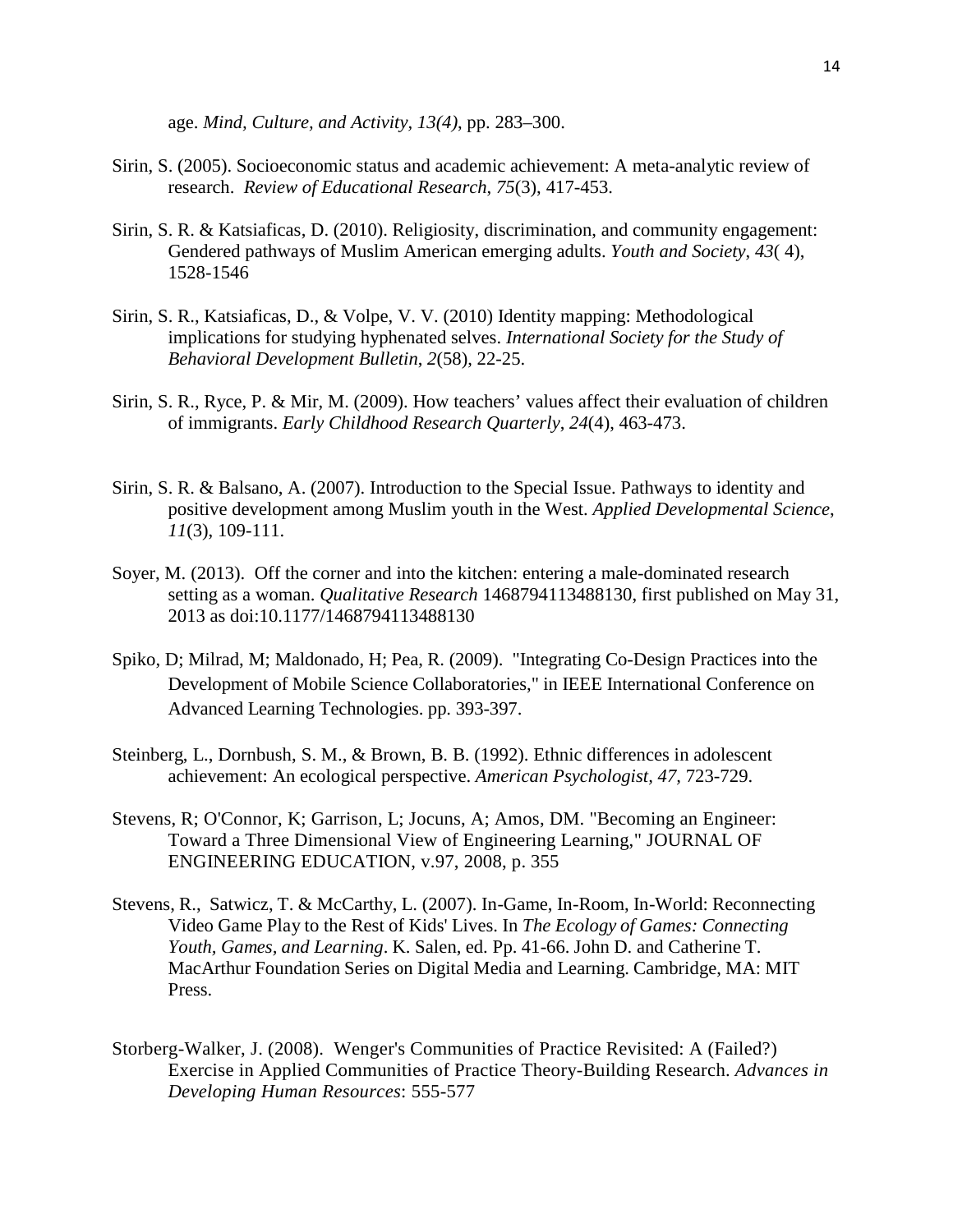age. *Mind, Culture, and Activity, 13(4)*, pp. 283–300.

Sirin, S. (2005). Socioeconomic status and academic achievement: A meta-analytic review of research. *Review of Educational Research*, *75*(3), 417-453.

Sirin, S. R. & Katsiaficas, D. (2010). Religiosity, discrimination, and community engagement: Gendered pathways of Muslim American emerging adults. *Youth and Society*, *43*( 4), 1528-1546

Sirin, S. R., Katsiaficas, D., & Volpe, V. V. (2010) Identity mapping: Methodological implications for studying hyphenated selves. *International Society for the Study of Behavioral Development Bulletin*, *2*(58), 22-25.

Sirin, S. R., Ryce, P. & Mir, M. (2009). How teachers' values affect their evaluation of children of immigrants. *Early Childhood Research Quarterly*, *24*(4), 463-473.

Sirin, S. R. & Balsano, A. (2007). Introduction to the Special Issue. Pathways to identity and positive development among Muslim youth in the West. *Applied Developmental Science*, *11*(3), 109-111.

Soyer, M. (2013). Off the corner and into the kitchen: entering a male-dominated research setting as a woman. *Qualitative Research* 1468794113488130, first published on May 31, 2013 as doi:10.1177/1468794113488130

Spiko, D; Milrad, M; Maldonado, H; Pea, R. (2009). "Integrating Co-Design Practices into the Development of Mobile Science Collaboratories," in IEEE International Conference on Advanced Learning Technologies. pp. 393-397.

Steinberg, L., Dornbush, S. M., & Brown, B. B. (1992). Ethnic differences in adolescent achievement: An ecological perspective. *American Psychologist, 47*, 723-729.

Stevens, R; O'Connor, K; Garrison, L; Jocuns, A; Amos, DM. "Becoming an Engineer: Toward a Three Dimensional View of Engineering Learning," JOURNAL OF ENGINEERING EDUCATION, v.97, 2008, p. 355

Stevens, R., Satwicz, T. & McCarthy, L. (2007). In-Game, In-Room, In-World: Reconnecting Video Game Play to the Rest of Kids' Lives. In *The Ecology of Games: Connecting Youth, Games, and Learning*. K. Salen, ed. Pp. 41-66. John D. and Catherine T. MacArthur Foundation Series on Digital Media and Learning. Cambridge, MA: MIT Press.

Storberg-Walker, J. (2008). Wenger's Communities of Practice Revisited: A (Failed?) Exercise in Applied Communities of Practice Theory-Building Research. *Advances in Developing Human Resources*: 555-577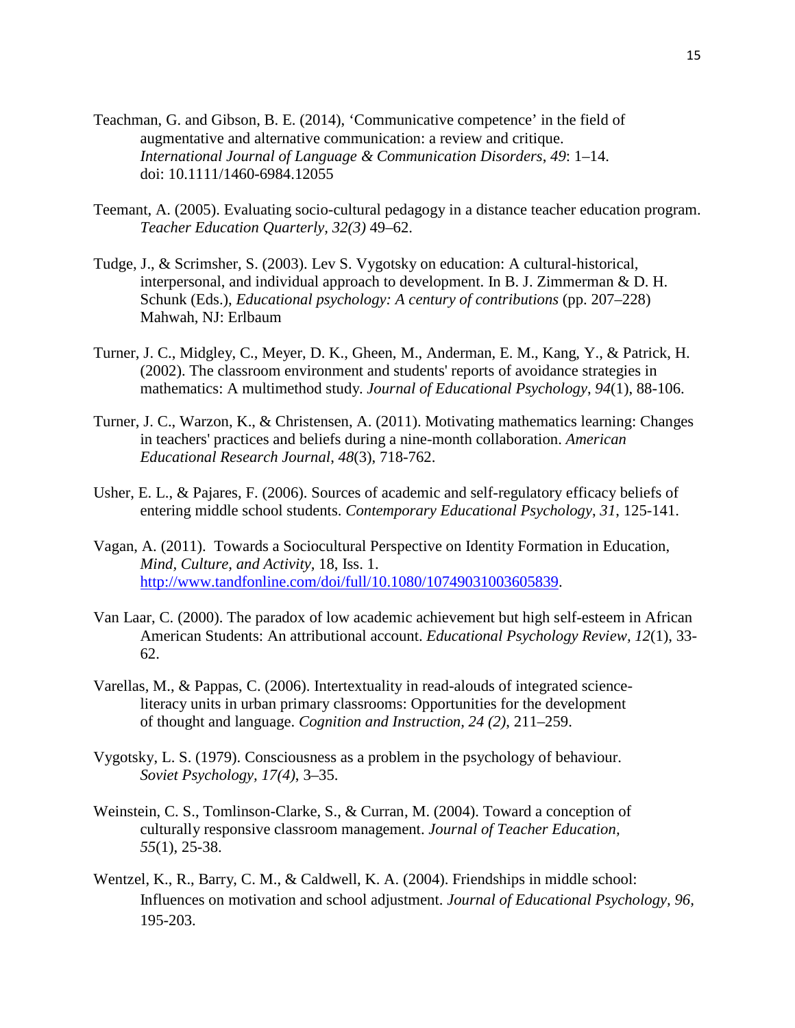Teachman, G. and Gibson, B. E. (2014), 'Communicative competence' in the field of augmentative and alternative communication: a review and critique. *International Journal of Language & Communication Disorders*, *49*: 1–14. doi: 10.1111/1460-6984.12055

Teemant, A. (2005). Evaluating socio-cultural pedagogy in a distance teacher education program. *Teacher Education Quarterly, 32(3)* 49–62.

Tudge, J., & Scrimsher, S. (2003). Lev S. Vygotsky on education: A cultural-historical, interpersonal, and individual approach to development. In B. J. Zimmerman & D. H. Schunk (Eds.), *Educational psychology: A century of contributions* (pp. 207–228) Mahwah, NJ: Erlbaum

Turner, J. C., Midgley, C., Meyer, D. K., Gheen, M., Anderman, E. M., Kang, Y., & Patrick, H. (2002). The classroom environment and students' reports of avoidance strategies in mathematics: A multimethod study. *Journal of Educational Psychology*, *94*(1), 88-106.

Turner, J. C., Warzon, K., & Christensen, A. (2011). Motivating mathematics learning: Changes in teachers' practices and beliefs during a nine-month collaboration. *American Educational Research Journal*, *48*(3), 718-762.

Usher, E. L., & Pajares, F. (2006). Sources of academic and self-regulatory efficacy beliefs of entering middle school students. *Contemporary Educational Psychology*, *31*, 125-141.

Vagan, A. (2011). Towards a Sociocultural Perspective on Identity Formation in Education, *Mind, Culture, and Activity*, 18, Iss. 1. http://www.tandfonline.com/doi/full/10.1080/10749031003605839.

Van Laar, C. (2000). The paradox of low academic achievement but high self-esteem in African American Students: An attributional account. *Educational Psychology Review, 12*(1), 33-62.

Varellas, M., & Pappas, C. (2006). Intertextuality in read-alouds of integrated science-literacy units in urban primary classrooms: Opportunities for the development of thought and language. *Cognition and Instruction, 24 (2)*, 211–259.

Vygotsky, L. S. (1979). Consciousness as a problem in the psychology of behaviour. *Soviet Psychology, 17(4)*, 3–35.

Weinstein, C. S., Tomlinson-Clarke, S., & Curran, M. (2004). Toward a conception of culturally responsive classroom management. *Journal of Teacher Education*, *55*(1), 25-38.

Wentzel, K., R., Barry, C. M., & Caldwell, K. A. (2004). Friendships in middle school: Influences on motivation and school adjustment. *Journal of Educational Psychology, 96*, 195-203.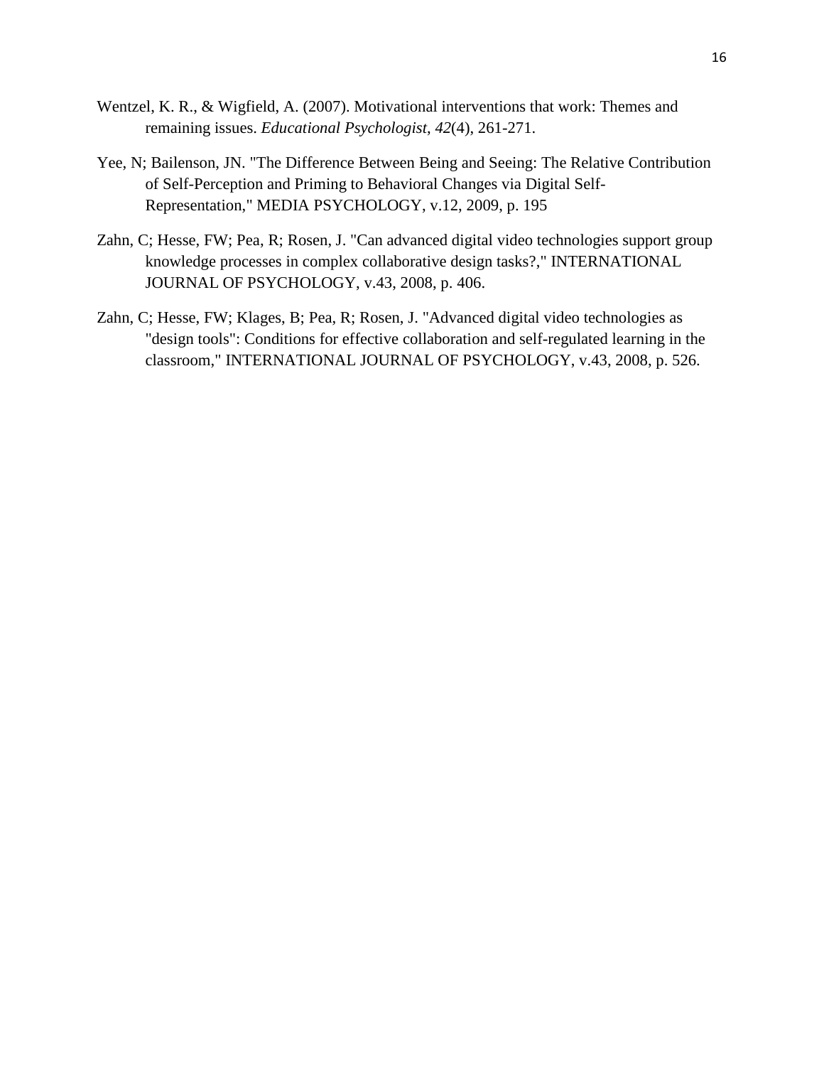Wentzel, K. R., & Wigfield, A. (2007). Motivational interventions that work: Themes and remaining issues. *Educational Psychologist*, *42*(4), 261-271.

Yee, N; Bailenson, JN. "The Difference Between Being and Seeing: The Relative Contribution of Self-Perception and Priming to Behavioral Changes via Digital Self-Representation," MEDIA PSYCHOLOGY, v.12, 2009, p. 195

Zahn, C; Hesse, FW; Pea, R; Rosen, J. "Can advanced digital video technologies support group knowledge processes in complex collaborative design tasks?," INTERNATIONAL JOURNAL OF PSYCHOLOGY, v.43, 2008, p. 406.

Zahn, C; Hesse, FW; Klages, B; Pea, R; Rosen, J. "Advanced digital video technologies as "design tools": Conditions for effective collaboration and self-regulated learning in the classroom," INTERNATIONAL JOURNAL OF PSYCHOLOGY, v.43, 2008, p. 526.